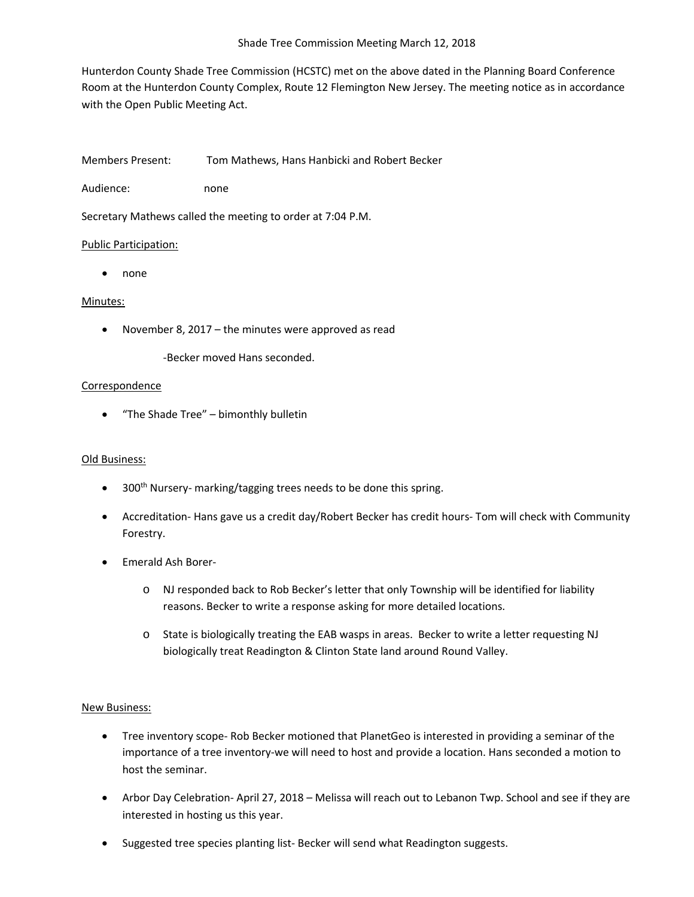# Shade Tree Commission Meeting March 12, 2018

Hunterdon County Shade Tree Commission (HCSTC) met on the above dated in the Planning Board Conference Room at the Hunterdon County Complex, Route 12 Flemington New Jersey. The meeting notice as in accordance with the Open Public Meeting Act.

Members Present: Tom Mathews, Hans Hanbicki and Robert Becker

Audience: none

Secretary Mathews called the meeting to order at 7:04 P.M.

<u>Public Participation:</u>

- none

<u>Minutes:</u>

- November 8, 2017 – the minutes were approved as read

  -Becker moved Hans seconded.

<u>Correspondence</u>

- "The Shade Tree" – bimonthly bulletin

<u>Old Business:</u>

- 300th Nursery- marking/tagging trees needs to be done this spring.
- Accreditation- Hans gave us a credit day/Robert Becker has credit hours- Tom will check with Community Forestry.
- Emerald Ash Borer-
  - NJ responded back to Rob Becker's letter that only Township will be identified for liability reasons. Becker to write a response asking for more detailed locations.
  - State is biologically treating the EAB wasps in areas. Becker to write a letter requesting NJ biologically treat Readington & Clinton State land around Round Valley.

<u>New Business:</u>

- Tree inventory scope- Rob Becker motioned that PlanetGeo is interested in providing a seminar of the importance of a tree inventory-we will need to host and provide a location. Hans seconded a motion to host the seminar.
- Arbor Day Celebration- April 27, 2018 – Melissa will reach out to Lebanon Twp. School and see if they are interested in hosting us this year.
- Suggested tree species planting list- Becker will send what Readington suggests.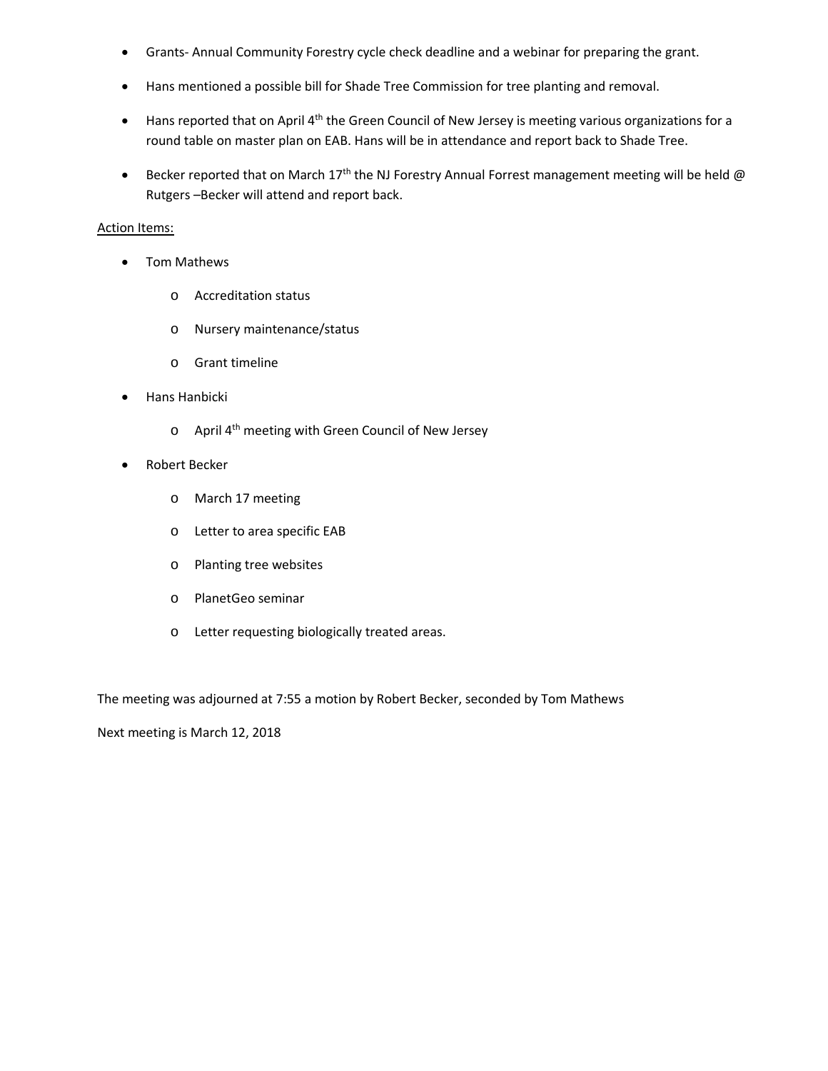- Grants- Annual Community Forestry cycle check deadline and a webinar for preparing the grant.
- Hans mentioned a possible bill for Shade Tree Commission for tree planting and removal.
- Hans reported that on April 4th the Green Council of New Jersey is meeting various organizations for a round table on master plan on EAB. Hans will be in attendance and report back to Shade Tree.
- Becker reported that on March 17th the NJ Forestry Annual Forrest management meeting will be held @ Rutgers –Becker will attend and report back.

Action Items:

- Tom Mathews
  - Accreditation status
  - Nursery maintenance/status
  - Grant timeline
- Hans Hanbicki
  - April 4th meeting with Green Council of New Jersey
- Robert Becker
  - March 17 meeting
  - Letter to area specific EAB
  - Planting tree websites
  - PlanetGeo seminar
  - Letter requesting biologically treated areas.

The meeting was adjourned at 7:55 a motion by Robert Becker, seconded by Tom Mathews

Next meeting is March 12, 2018